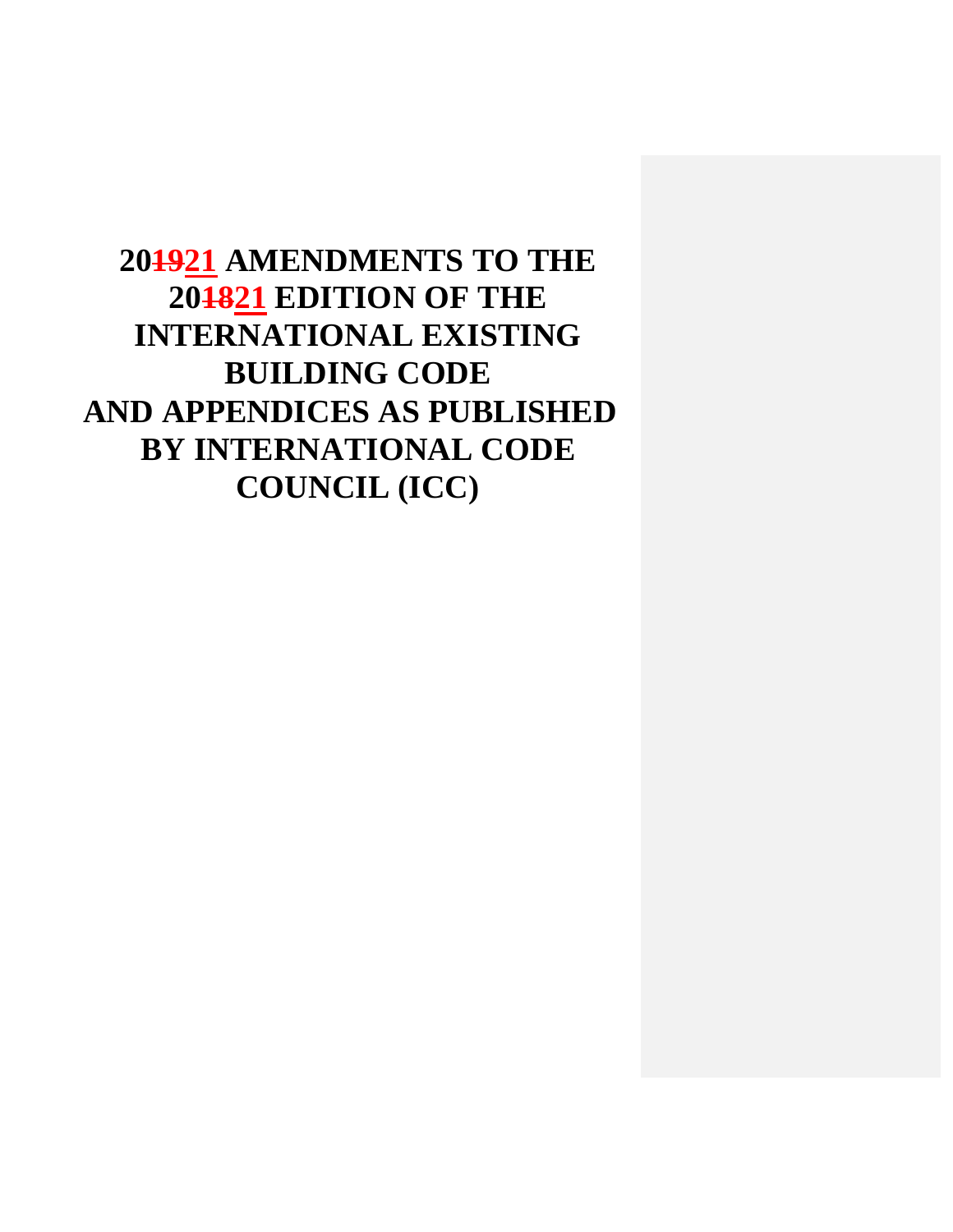# 20~~19~~21 AMENDMENTS TO THE 20~~18~~21 EDITION OF THE INTERNATIONAL EXISTING BUILDING CODE AND APPENDICES AS PUBLISHED BY INTERNATIONAL CODE COUNCIL (ICC)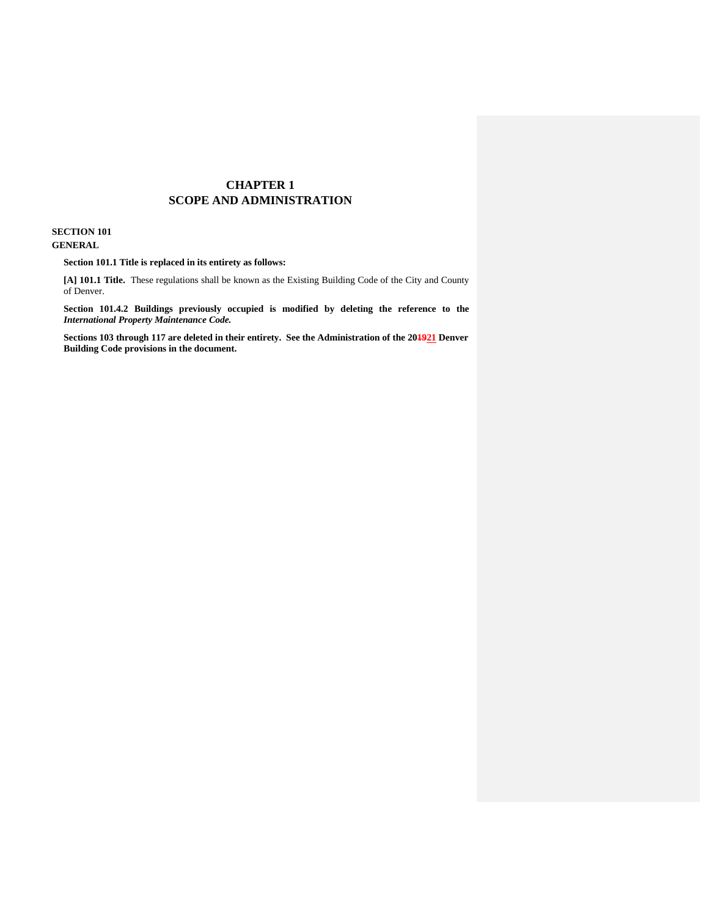# CHAPTER 1
# SCOPE AND ADMINISTRATION

## SECTION 101
## GENERAL

**Section 101.1 Title is replaced in its entirety as follows:**

**[A] 101.1 Title.** These regulations shall be known as the Existing Building Code of the City and County of Denver.

**Section 101.4.2 Buildings previously occupied is modified by deleting the reference to the *International Property Maintenance Code.***

**Sections 103 through 117 are deleted in their entirety. See the Administration of the 20~~19~~<u>21</u> Denver Building Code provisions in the document.**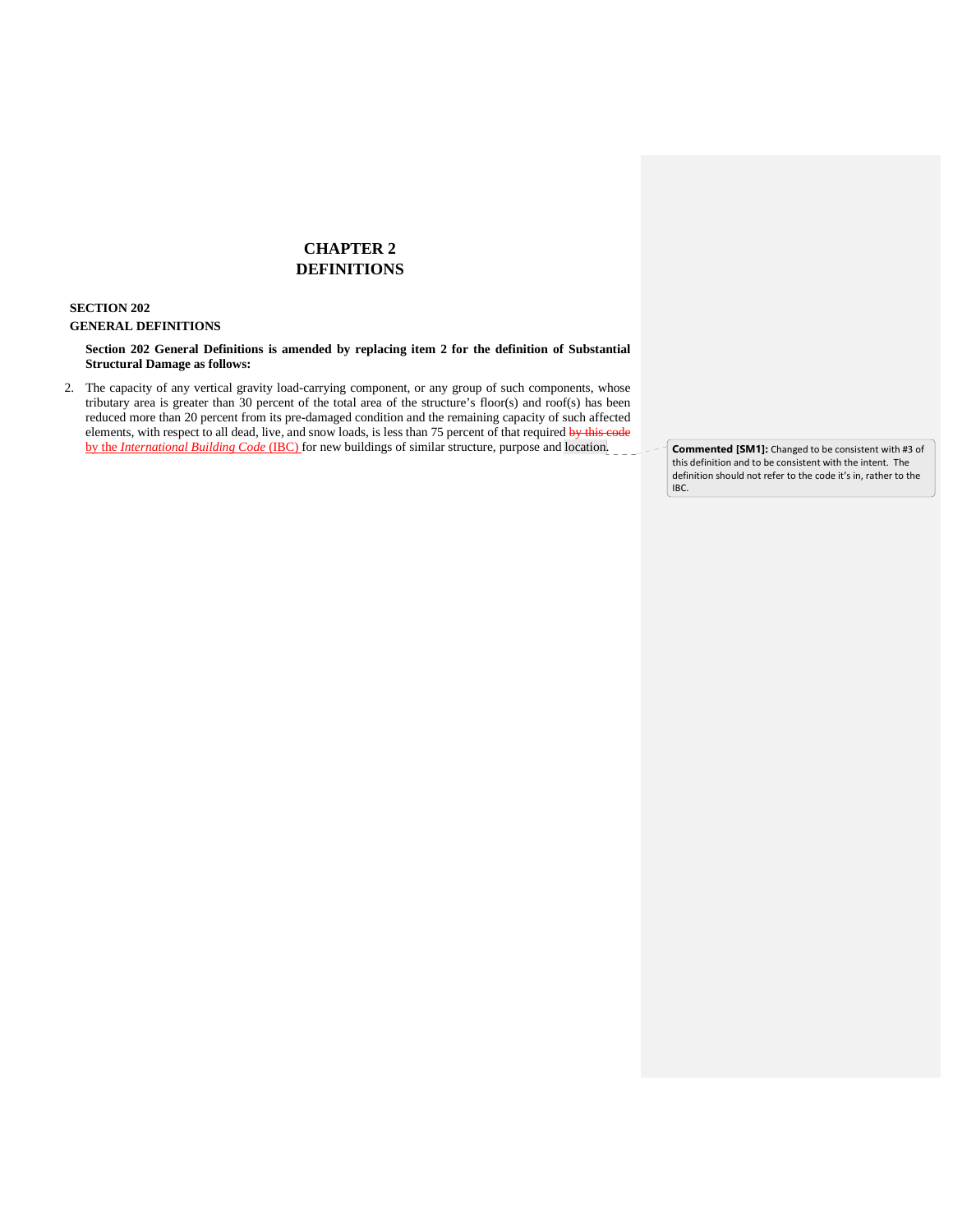# CHAPTER 2
# DEFINITIONS

## SECTION 202
## GENERAL DEFINITIONS

**Section 202 General Definitions is amended by replacing item 2 for the definition of Substantial Structural Damage as follows:**

2. The capacity of any vertical gravity load-carrying component, or any group of such components, whose tributary area is greater than 30 percent of the total area of the structure's floor(s) and roof(s) has been reduced more than 20 percent from its pre-damaged condition and the remaining capacity of such affected elements, with respect to all dead, live, and snow loads, is less than 75 percent of that required ~~by this code~~ by the *International Building Code* (IBC) for new buildings of similar structure, purpose and location.

**Commented [SM1]:** Changed to be consistent with #3 of this definition and to be consistent with the intent. The definition should not refer to the code it's in, rather to the IBC.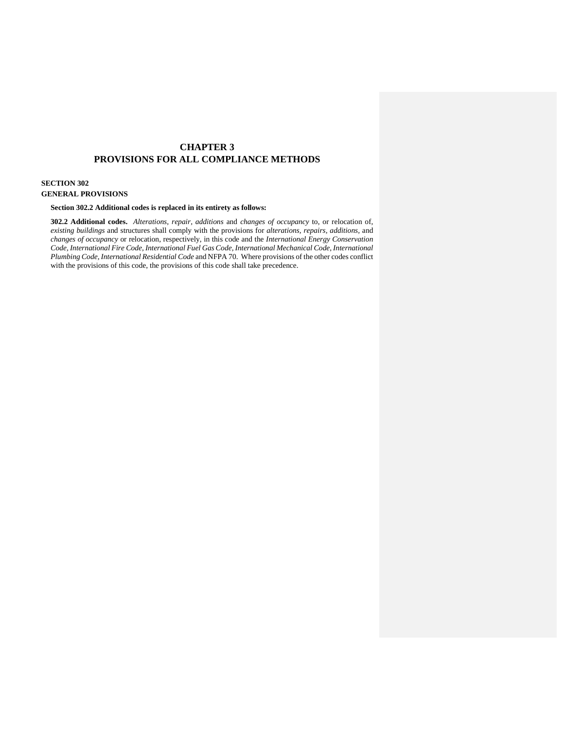# CHAPTER 3
# PROVISIONS FOR ALL COMPLIANCE METHODS

## SECTION 302
## GENERAL PROVISIONS

**Section 302.2 Additional codes is replaced in its entirety as follows:**

**302.2 Additional codes.** *Alterations, repair, additions* and *changes of occupancy* to, or relocation of, *existing buildings* and structures shall comply with the provisions for *alterations, repairs, additions*, and *changes of occupancy* or relocation, respectively, in this code and the *International Energy Conservation Code, International Fire Code, International Fuel Gas Code, International Mechanical Code, International Plumbing Code, International Residential Code* and NFPA 70. Where provisions of the other codes conflict with the provisions of this code, the provisions of this code shall take precedence.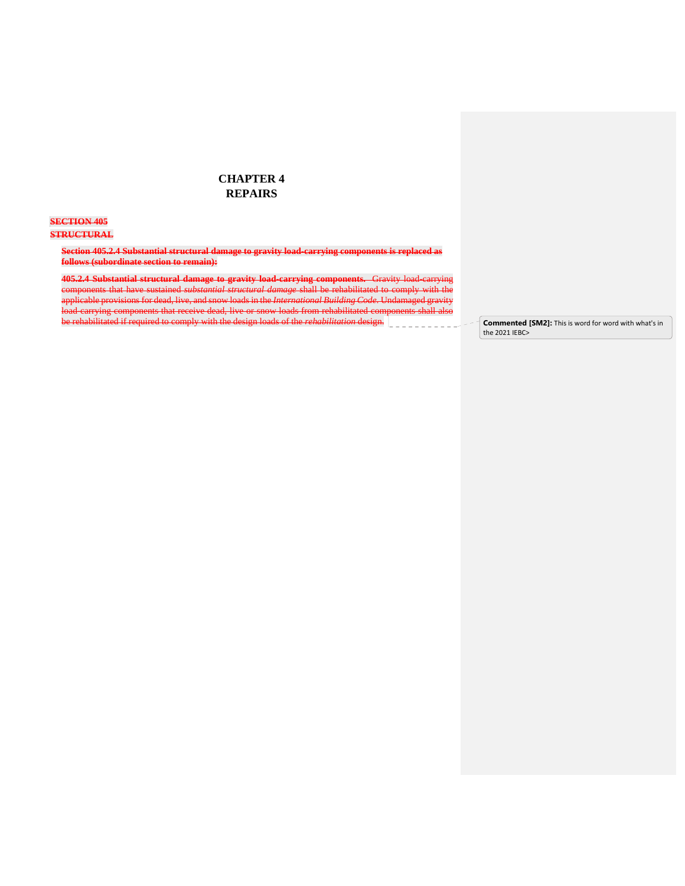# CHAPTER 4
# REPAIRS

~~**SECTION 405**~~
~~**STRUCTURAL**~~

~~**Section 405.2.4 Substantial structural damage to gravity load-carrying components is replaced as follows (subordinate section to remain):**~~

~~**405.2.4 Substantial structural damage to gravity load-carrying components.** Gravity load-carrying components that have sustained *substantial structural damage* shall be rehabilitated to comply with the applicable provisions for dead, live, and snow loads in the *International Building Code*. Undamaged gravity load-carrying components that receive dead, live or snow loads from rehabilitated components shall also be rehabilitated if required to comply with the design loads of the *rehabilitation* design.~~

**Commented [SM2]:** This is word for word with what's in the 2021 IEBC>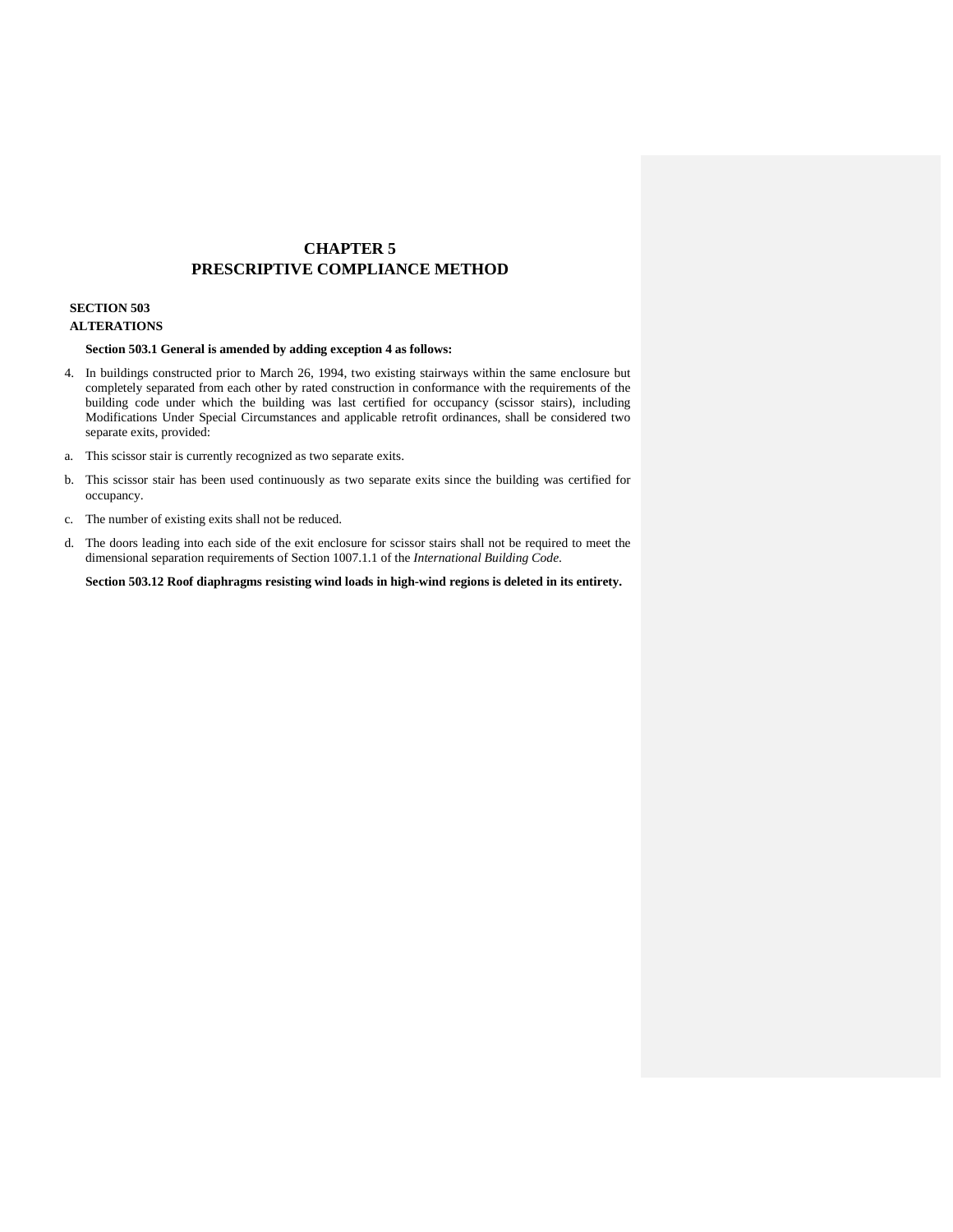# CHAPTER 5
# PRESCRIPTIVE COMPLIANCE METHOD

## SECTION 503
## ALTERATIONS

**Section 503.1 General is amended by adding exception 4 as follows:**

4. In buildings constructed prior to March 26, 1994, two existing stairways within the same enclosure but completely separated from each other by rated construction in conformance with the requirements of the building code under which the building was last certified for occupancy (scissor stairs), including Modifications Under Special Circumstances and applicable retrofit ordinances, shall be considered two separate exits, provided:

a. This scissor stair is currently recognized as two separate exits.

b. This scissor stair has been used continuously as two separate exits since the building was certified for occupancy.

c. The number of existing exits shall not be reduced.

d. The doors leading into each side of the exit enclosure for scissor stairs shall not be required to meet the dimensional separation requirements of Section 1007.1.1 of the *International Building Code*.

**Section 503.12 Roof diaphragms resisting wind loads in high-wind regions is deleted in its entirety.**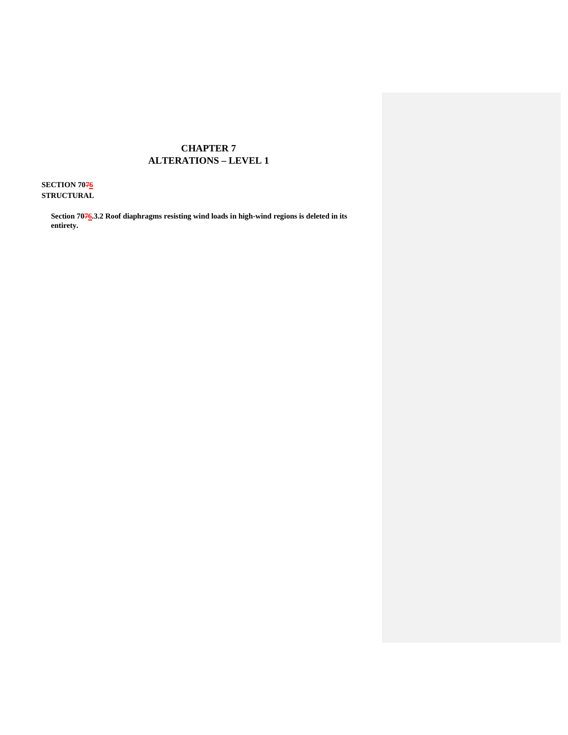# CHAPTER 7
# ALTERATIONS – LEVEL 1

**SECTION 70~~7~~6**
**STRUCTURAL**

**Section 70~~7~~6.3.2 Roof diaphragms resisting wind loads in high-wind regions is deleted in its entirety.**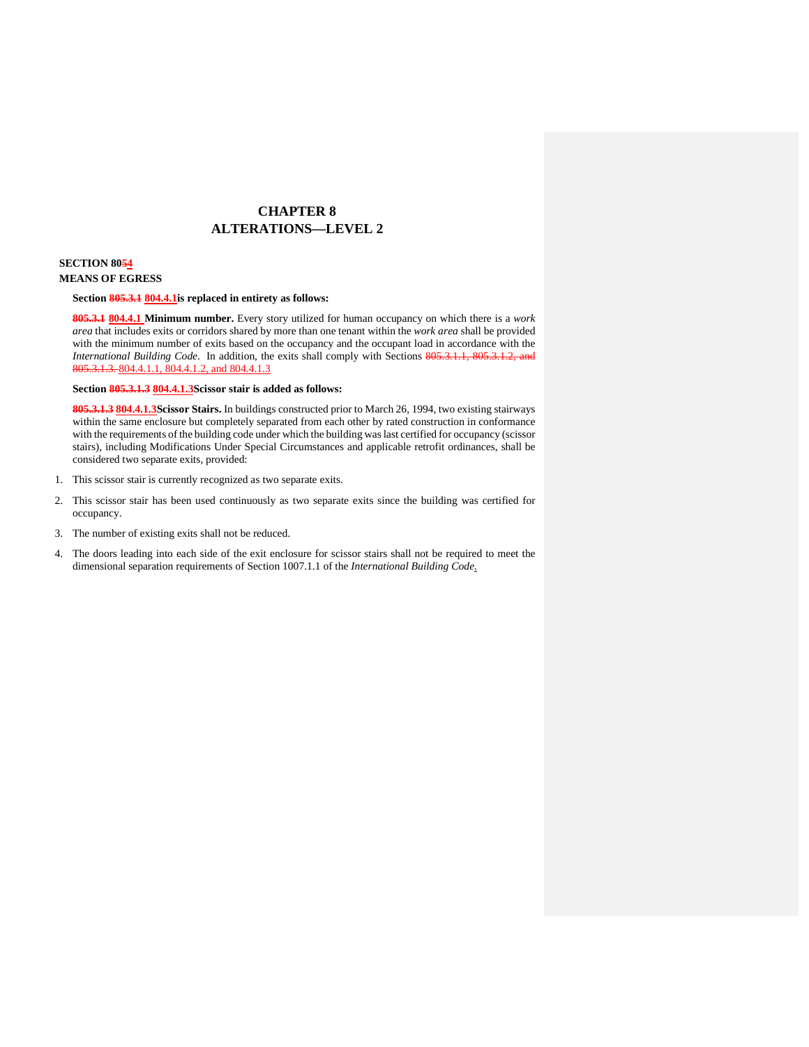# CHAPTER 8
# ALTERATIONS—LEVEL 2

**SECTION 8~~05~~4**
**MEANS OF EGRESS**

**Section ~~805.3.1~~ 804.4.1 is replaced in entirety as follows:**

**~~805.3.1~~ 804.4.1 Minimum number.** Every story utilized for human occupancy on which there is a *work area* that includes exits or corridors shared by more than one tenant within the *work area* shall be provided with the minimum number of exits based on the occupancy and the occupant load in accordance with the *International Building Code*. In addition, the exits shall comply with Sections ~~805.3.1.1, 805.3.1.2, and 805.3.1.3.~~ 804.4.1.1, 804.4.1.2, and 804.4.1.3

**Section ~~805.3.1.3~~ 804.4.1.3 Scissor stair is added as follows:**

**~~805.3.1.3~~ 804.4.1.3 Scissor Stairs.** In buildings constructed prior to March 26, 1994, two existing stairways within the same enclosure but completely separated from each other by rated construction in conformance with the requirements of the building code under which the building was last certified for occupancy (scissor stairs), including Modifications Under Special Circumstances and applicable retrofit ordinances, shall be considered two separate exits, provided:

1. This scissor stair is currently recognized as two separate exits.
2. This scissor stair has been used continuously as two separate exits since the building was certified for occupancy.
3. The number of existing exits shall not be reduced.
4. The doors leading into each side of the exit enclosure for scissor stairs shall not be required to meet the dimensional separation requirements of Section 1007.1.1 of the *International Building Code*.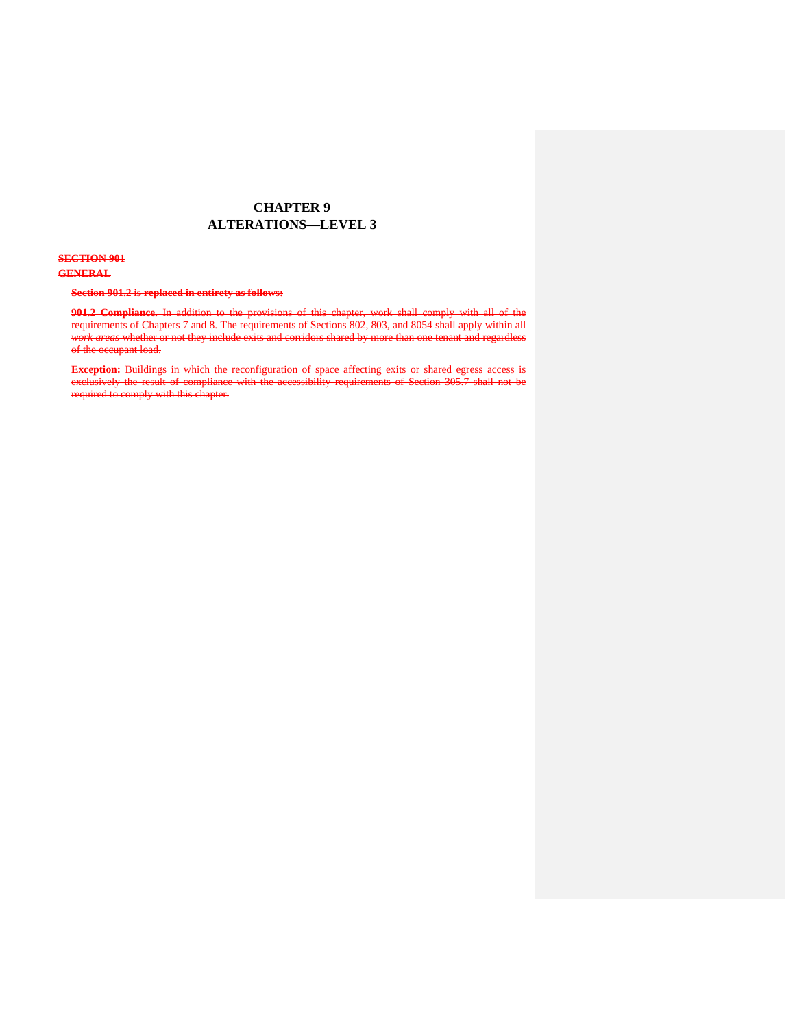# CHAPTER 9
# ALTERATIONS—LEVEL 3

~~**SECTION 901**~~

~~**GENERAL**~~

~~**Section 901.2 is replaced in entirety as follows:**~~

~~**901.2 Compliance.** In addition to the provisions of this chapter, work shall comply with all of the requirements of Chapters 7 and 8. The requirements of Sections 802, 803, and 8054 shall apply within all *work areas* whether or not they include exits and corridors shared by more than one tenant and regardless of the occupant load.~~

~~**Exception:** Buildings in which the reconfiguration of space affecting exits or shared egress access is exclusively the result of compliance with the accessibility requirements of Section 305.7 shall not be required to comply with this chapter.~~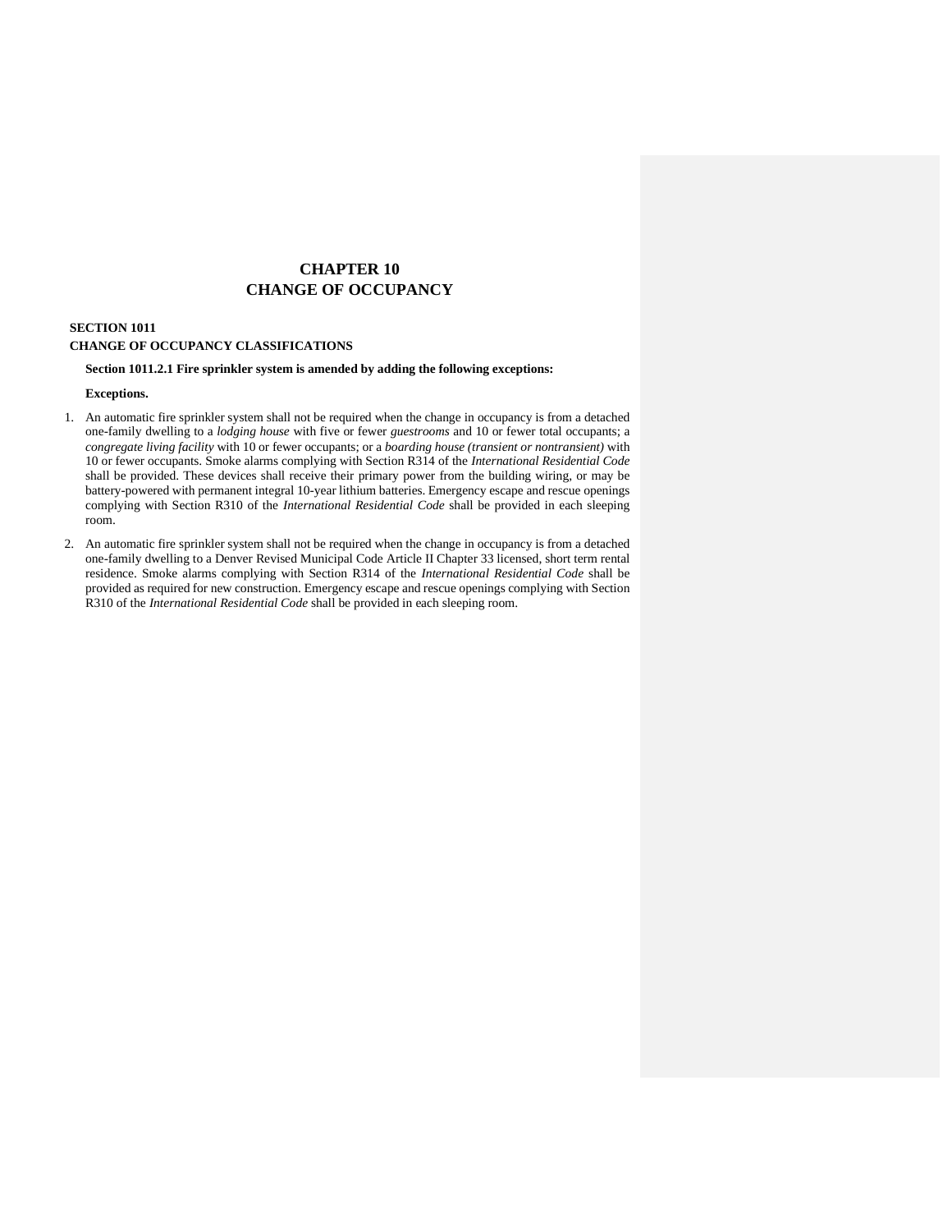# CHAPTER 10
# CHANGE OF OCCUPANCY

**SECTION 1011**
**CHANGE OF OCCUPANCY CLASSIFICATIONS**

**Section 1011.2.1 Fire sprinkler system is amended by adding the following exceptions:**

**Exceptions.**

1. An automatic fire sprinkler system shall not be required when the change in occupancy is from a detached one-family dwelling to a *lodging house* with five or fewer *guestrooms* and 10 or fewer total occupants; a *congregate living facility* with 10 or fewer occupants; or a *boarding house (transient or nontransient)* with 10 or fewer occupants. Smoke alarms complying with Section R314 of the *International Residential Code* shall be provided. These devices shall receive their primary power from the building wiring, or may be battery-powered with permanent integral 10-year lithium batteries. Emergency escape and rescue openings complying with Section R310 of the *International Residential Code* shall be provided in each sleeping room.

2. An automatic fire sprinkler system shall not be required when the change in occupancy is from a detached one-family dwelling to a Denver Revised Municipal Code Article II Chapter 33 licensed, short term rental residence. Smoke alarms complying with Section R314 of the *International Residential Code* shall be provided as required for new construction. Emergency escape and rescue openings complying with Section R310 of the *International Residential Code* shall be provided in each sleeping room.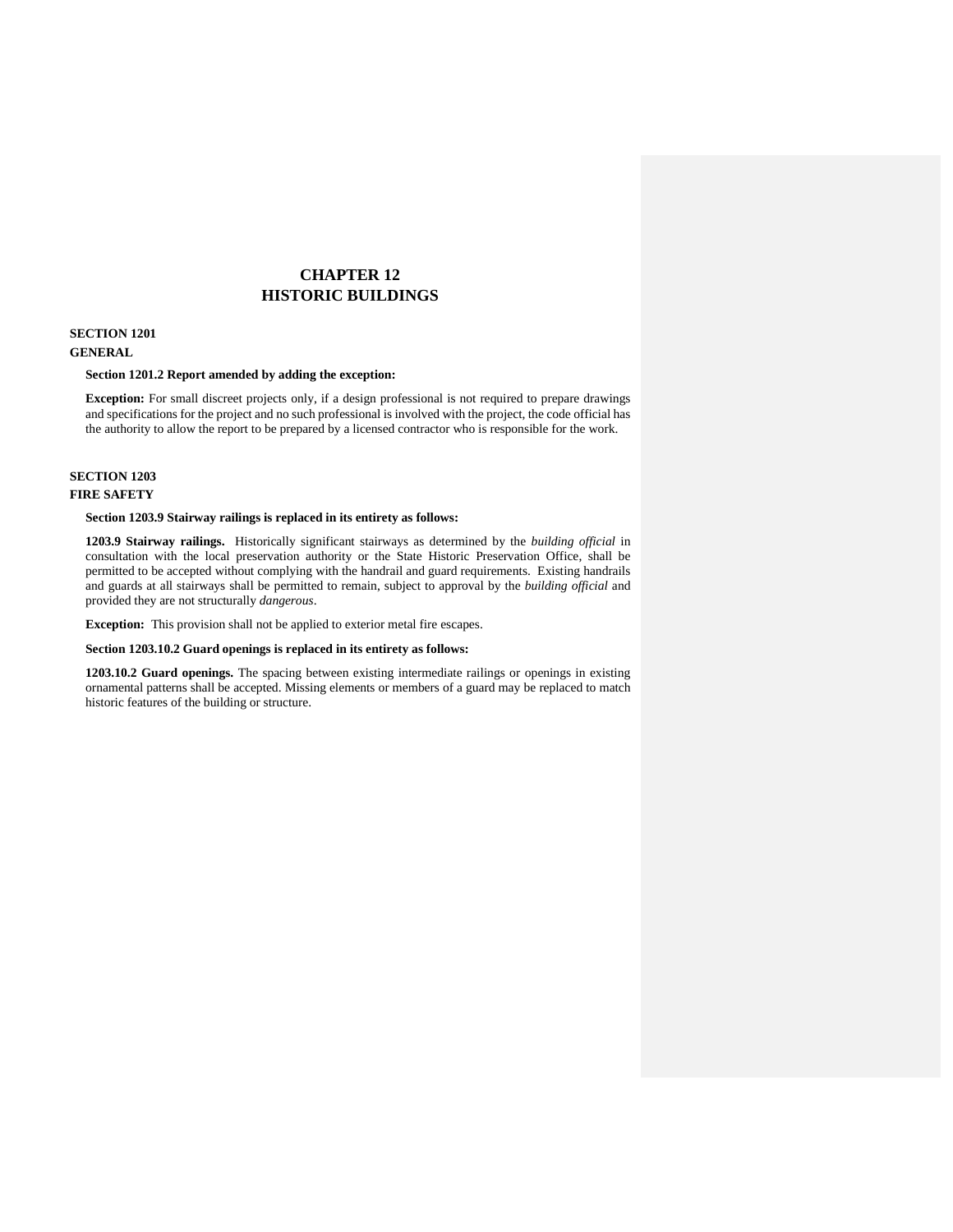# CHAPTER 12
# HISTORIC BUILDINGS

## SECTION 1201
## GENERAL

**Section 1201.2 Report amended by adding the exception:**

**Exception:** For small discreet projects only, if a design professional is not required to prepare drawings and specifications for the project and no such professional is involved with the project, the code official has the authority to allow the report to be prepared by a licensed contractor who is responsible for the work.

## SECTION 1203
## FIRE SAFETY

**Section 1203.9 Stairway railings is replaced in its entirety as follows:**

**1203.9 Stairway railings.** Historically significant stairways as determined by the *building official* in consultation with the local preservation authority or the State Historic Preservation Office, shall be permitted to be accepted without complying with the handrail and guard requirements. Existing handrails and guards at all stairways shall be permitted to remain, subject to approval by the *building official* and provided they are not structurally *dangerous*.

**Exception:** This provision shall not be applied to exterior metal fire escapes.

**Section 1203.10.2 Guard openings is replaced in its entirety as follows:**

**1203.10.2 Guard openings.** The spacing between existing intermediate railings or openings in existing ornamental patterns shall be accepted. Missing elements or members of a guard may be replaced to match historic features of the building or structure.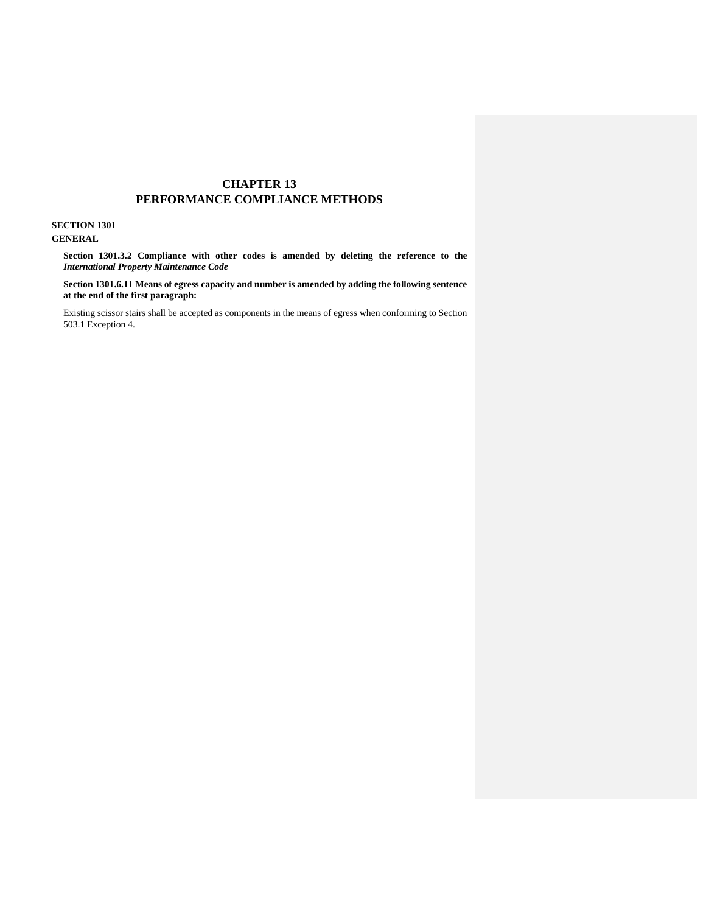# CHAPTER 13
# PERFORMANCE COMPLIANCE METHODS

**SECTION 1301**
**GENERAL**

**Section 1301.3.2 Compliance with other codes is amended by deleting the reference to the *International Property Maintenance Code***

**Section 1301.6.11 Means of egress capacity and number is amended by adding the following sentence at the end of the first paragraph:**

Existing scissor stairs shall be accepted as components in the means of egress when conforming to Section 503.1 Exception 4.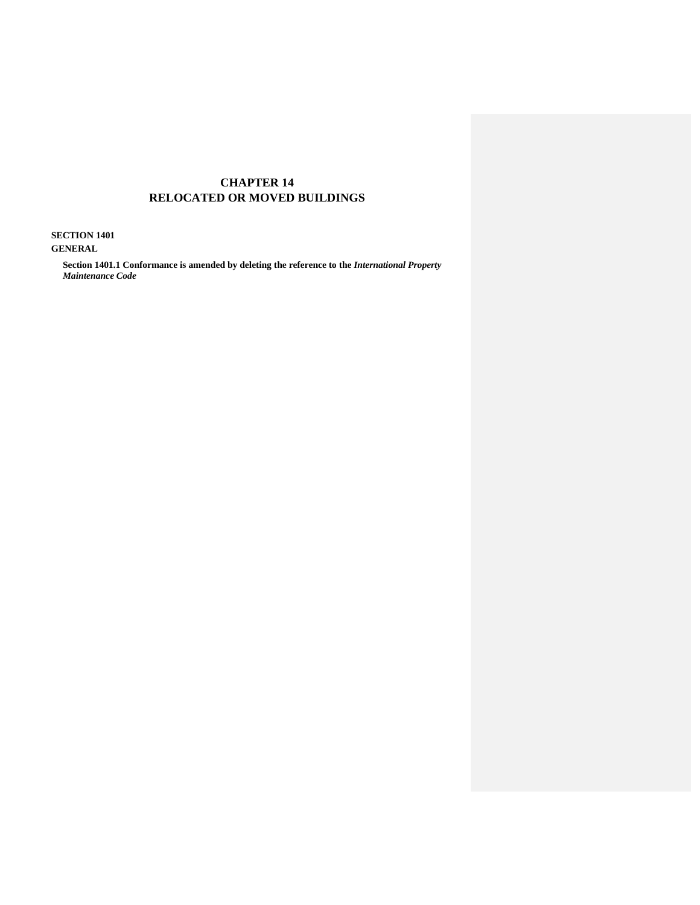# CHAPTER 14
# RELOCATED OR MOVED BUILDINGS

**SECTION 1401**
**GENERAL**

**Section 1401.1 Conformance is amended by deleting the reference to the *International Property Maintenance Code***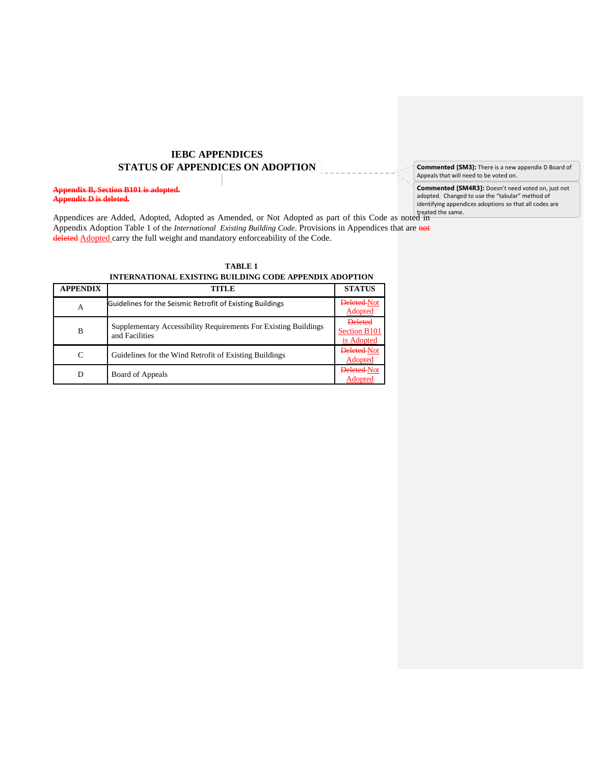## IEBC APPENDICES
## STATUS OF APPENDICES ON ADOPTION

~~**Appendix B, Section B101 is adopted.**~~
~~**Appendix D is deleted.**~~

Appendices are Added, Adopted, Adopted as Amended, or Not Adopted as part of this Code as noted in Appendix Adoption Table 1 of the *International Existing Building Code*. Provisions in Appendices that are ~~not deleted~~ Adopted carry the full weight and mandatory enforceability of the Code.

**TABLE 1**
**INTERNATIONAL EXISTING BUILDING CODE APPENDIX ADOPTION**

| APPENDIX | TITLE | STATUS |
|---|---|---|
| A | Guidelines for the Seismic Retrofit of Existing Buildings | ~~Deleted~~ Not Adopted |
| B | Supplementary Accessibility Requirements For Existing Buildings and Facilities | ~~Deleted~~ Section B101 is Adopted |
| C | Guidelines for the Wind Retrofit of Existing Buildings | ~~Deleted~~ Not Adopted |
| D | Board of Appeals | ~~Deleted~~ Not Adopted |

**Commented [SM3]:** There is a new appendix D Board of Appeals that will need to be voted on.

**Commented [SM4R3]:** Doesn't need voted on, just not adopted. Changed to use the "tabular" method of identifying appendices adoptions so that all codes are treated the same.